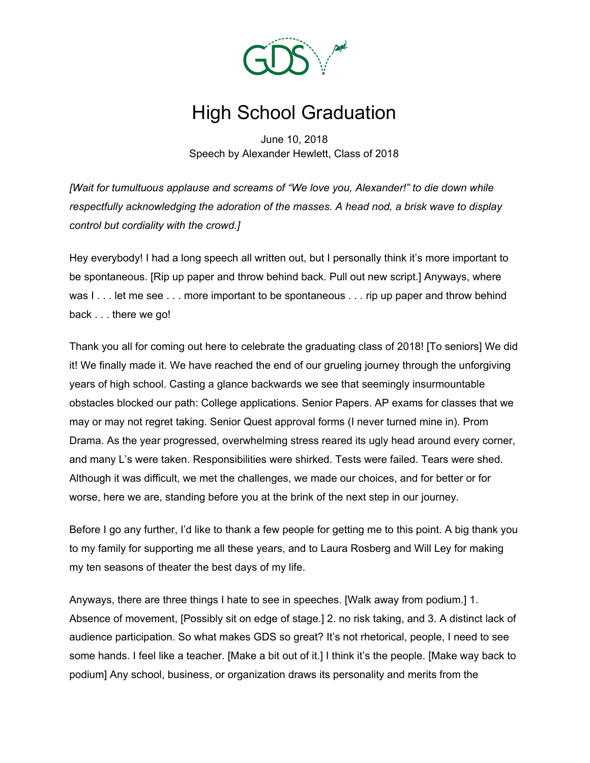# High School Graduation

June 10, 2018
Speech by Alexander Hewlett, Class of 2018

*[Wait for tumultuous applause and screams of "We love you, Alexander!" to die down while respectfully acknowledging the adoration of the masses. A head nod, a brisk wave to display control but cordiality with the crowd.]*

Hey everybody! I had a long speech all written out, but I personally think it's more important to be spontaneous. [Rip up paper and throw behind back. Pull out new script.] Anyways, where was I . . . let me see . . . more important to be spontaneous . . . rip up paper and throw behind back . . . there we go!

Thank you all for coming out here to celebrate the graduating class of 2018! [To seniors] We did it! We finally made it. We have reached the end of our grueling journey through the unforgiving years of high school. Casting a glance backwards we see that seemingly insurmountable obstacles blocked our path: College applications. Senior Papers. AP exams for classes that we may or may not regret taking. Senior Quest approval forms (I never turned mine in). Prom Drama. As the year progressed, overwhelming stress reared its ugly head around every corner, and many L's were taken. Responsibilities were shirked. Tests were failed. Tears were shed. Although it was difficult, we met the challenges, we made our choices, and for better or for worse, here we are, standing before you at the brink of the next step in our journey.

Before I go any further, I'd like to thank a few people for getting me to this point. A big thank you to my family for supporting me all these years, and to Laura Rosberg and Will Ley for making my ten seasons of theater the best days of my life.

Anyways, there are three things I hate to see in speeches. [Walk away from podium.] 1. Absence of movement, [Possibly sit on edge of stage.] 2. no risk taking, and 3. A distinct lack of audience participation. So what makes GDS so great? It's not rhetorical, people, I need to see some hands. I feel like a teacher. [Make a bit out of it.] I think it's the people. [Make way back to podium] Any school, business, or organization draws its personality and merits from the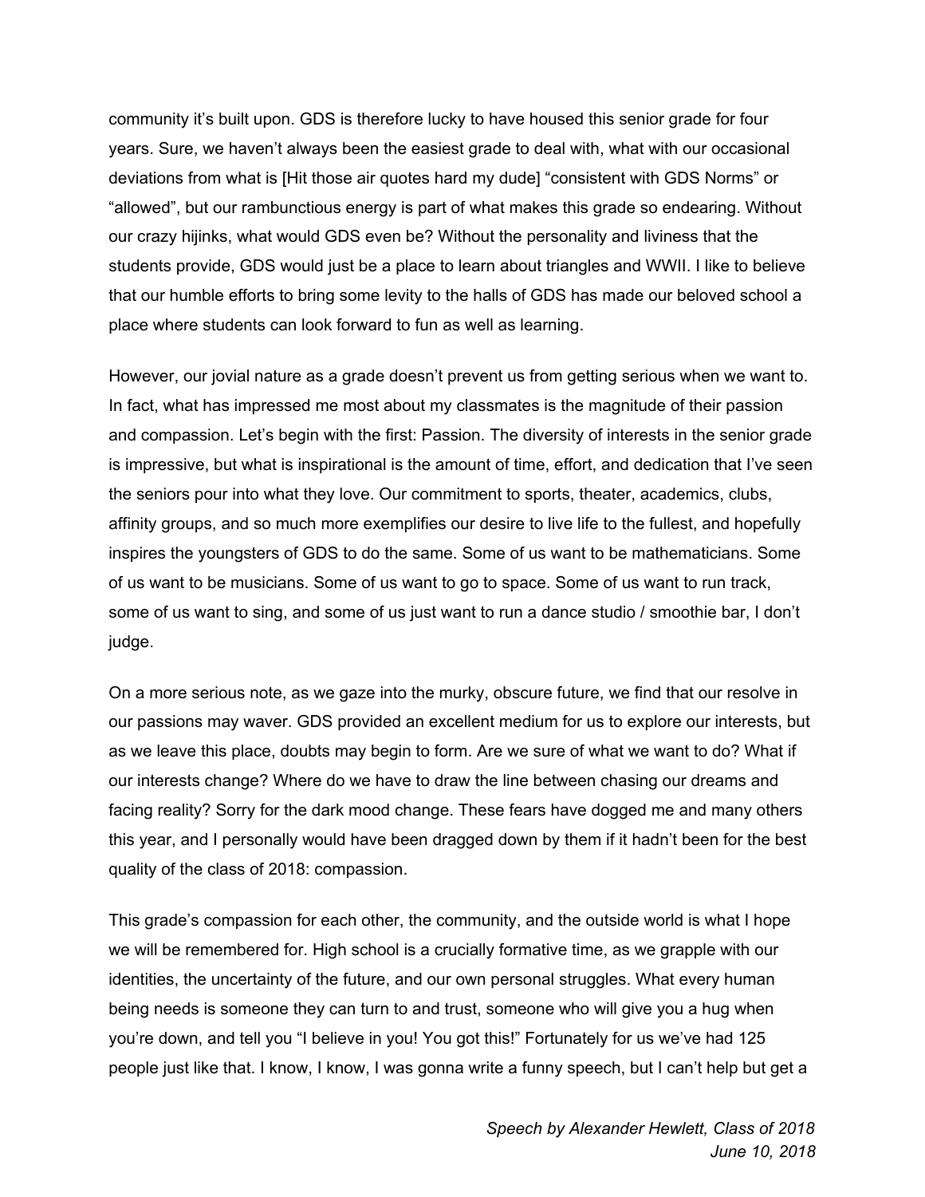community it's built upon. GDS is therefore lucky to have housed this senior grade for four years. Sure, we haven't always been the easiest grade to deal with, what with our occasional deviations from what is [Hit those air quotes hard my dude] "consistent with GDS Norms" or "allowed", but our rambunctious energy is part of what makes this grade so endearing. Without our crazy hijinks, what would GDS even be? Without the personality and liviness that the students provide, GDS would just be a place to learn about triangles and WWII. I like to believe that our humble efforts to bring some levity to the halls of GDS has made our beloved school a place where students can look forward to fun as well as learning.

However, our jovial nature as a grade doesn't prevent us from getting serious when we want to. In fact, what has impressed me most about my classmates is the magnitude of their passion and compassion. Let's begin with the first: Passion. The diversity of interests in the senior grade is impressive, but what is inspirational is the amount of time, effort, and dedication that I've seen the seniors pour into what they love. Our commitment to sports, theater, academics, clubs, affinity groups, and so much more exemplifies our desire to live life to the fullest, and hopefully inspires the youngsters of GDS to do the same. Some of us want to be mathematicians. Some of us want to be musicians. Some of us want to go to space. Some of us want to run track, some of us want to sing, and some of us just want to run a dance studio / smoothie bar, I don't judge.

On a more serious note, as we gaze into the murky, obscure future, we find that our resolve in our passions may waver. GDS provided an excellent medium for us to explore our interests, but as we leave this place, doubts may begin to form. Are we sure of what we want to do? What if our interests change? Where do we have to draw the line between chasing our dreams and facing reality? Sorry for the dark mood change. These fears have dogged me and many others this year, and I personally would have been dragged down by them if it hadn't been for the best quality of the class of 2018: compassion.

This grade's compassion for each other, the community, and the outside world is what I hope we will be remembered for. High school is a crucially formative time, as we grapple with our identities, the uncertainty of the future, and our own personal struggles. What every human being needs is someone they can turn to and trust, someone who will give you a hug when you're down, and tell you "I believe in you! You got this!" Fortunately for us we've had 125 people just like that. I know, I know, I was gonna write a funny speech, but I can't help but get a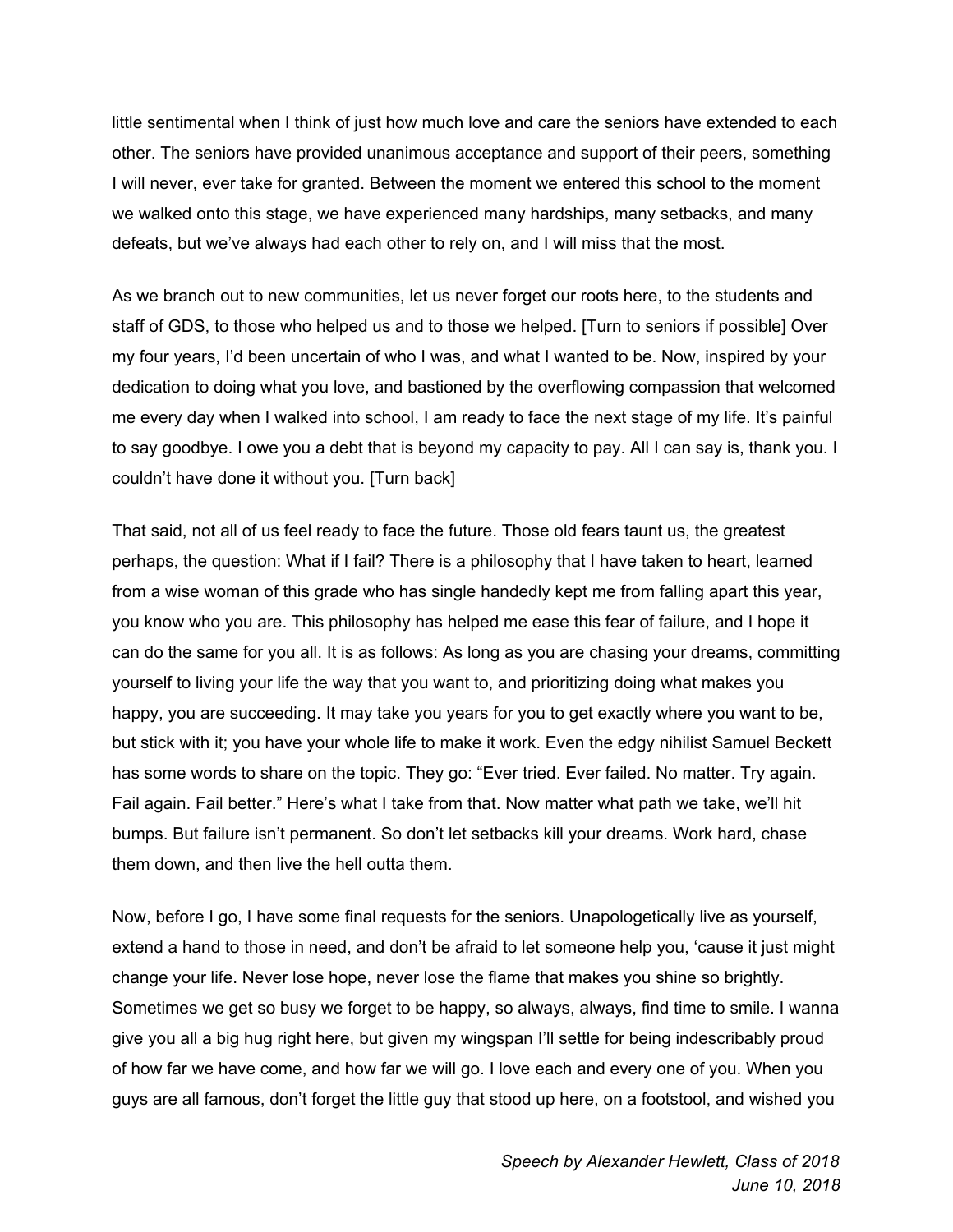little sentimental when I think of just how much love and care the seniors have extended to each other. The seniors have provided unanimous acceptance and support of their peers, something I will never, ever take for granted. Between the moment we entered this school to the moment we walked onto this stage, we have experienced many hardships, many setbacks, and many defeats, but we've always had each other to rely on, and I will miss that the most.

As we branch out to new communities, let us never forget our roots here, to the students and staff of GDS, to those who helped us and to those we helped. [Turn to seniors if possible] Over my four years, I'd been uncertain of who I was, and what I wanted to be. Now, inspired by your dedication to doing what you love, and bastioned by the overflowing compassion that welcomed me every day when I walked into school, I am ready to face the next stage of my life. It's painful to say goodbye. I owe you a debt that is beyond my capacity to pay. All I can say is, thank you. I couldn't have done it without you. [Turn back]

That said, not all of us feel ready to face the future. Those old fears taunt us, the greatest perhaps, the question: What if I fail? There is a philosophy that I have taken to heart, learned from a wise woman of this grade who has single handedly kept me from falling apart this year, you know who you are. This philosophy has helped me ease this fear of failure, and I hope it can do the same for you all. It is as follows: As long as you are chasing your dreams, committing yourself to living your life the way that you want to, and prioritizing doing what makes you happy, you are succeeding. It may take you years for you to get exactly where you want to be, but stick with it; you have your whole life to make it work. Even the edgy nihilist Samuel Beckett has some words to share on the topic. They go: "Ever tried. Ever failed. No matter. Try again. Fail again. Fail better." Here's what I take from that. Now matter what path we take, we'll hit bumps. But failure isn't permanent. So don't let setbacks kill your dreams. Work hard, chase them down, and then live the hell outta them.

Now, before I go, I have some final requests for the seniors. Unapologetically live as yourself, extend a hand to those in need, and don't be afraid to let someone help you, 'cause it just might change your life. Never lose hope, never lose the flame that makes you shine so brightly. Sometimes we get so busy we forget to be happy, so always, always, find time to smile. I wanna give you all a big hug right here, but given my wingspan I'll settle for being indescribably proud of how far we have come, and how far we will go. I love each and every one of you. When you guys are all famous, don't forget the little guy that stood up here, on a footstool, and wished you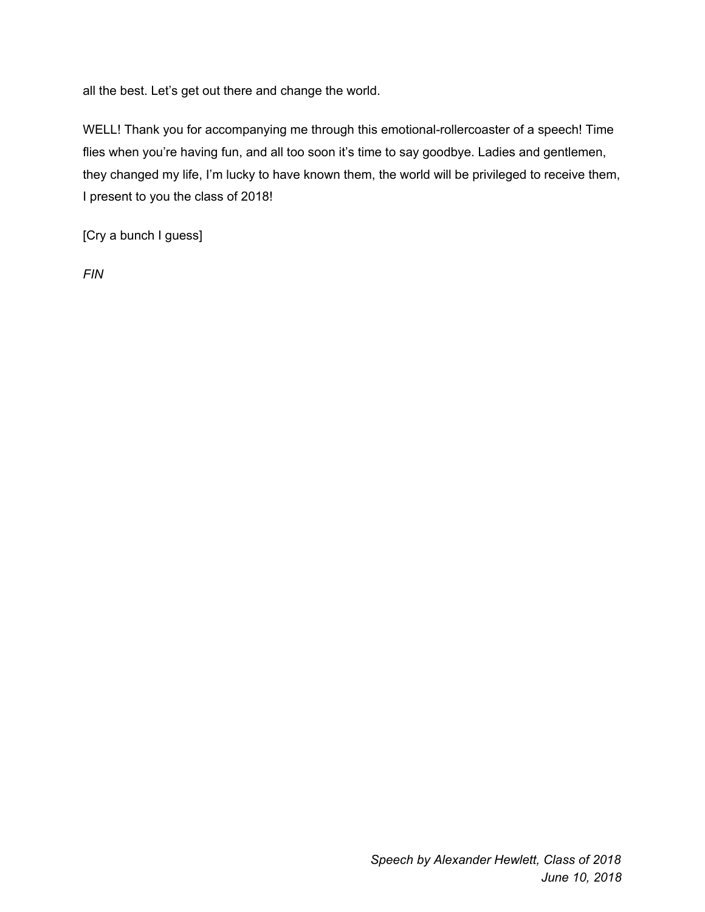all the best. Let’s get out there and change the world.

WELL! Thank you for accompanying me through this emotional-rollercoaster of a speech! Time flies when you’re having fun, and all too soon it’s time to say goodbye. Ladies and gentlemen, they changed my life, I’m lucky to have known them, the world will be privileged to receive them, I present to you the class of 2018!

[Cry a bunch I guess]

*FIN*

*Speech by Alexander Hewlett, Class of 2018*
*June 10, 2018*